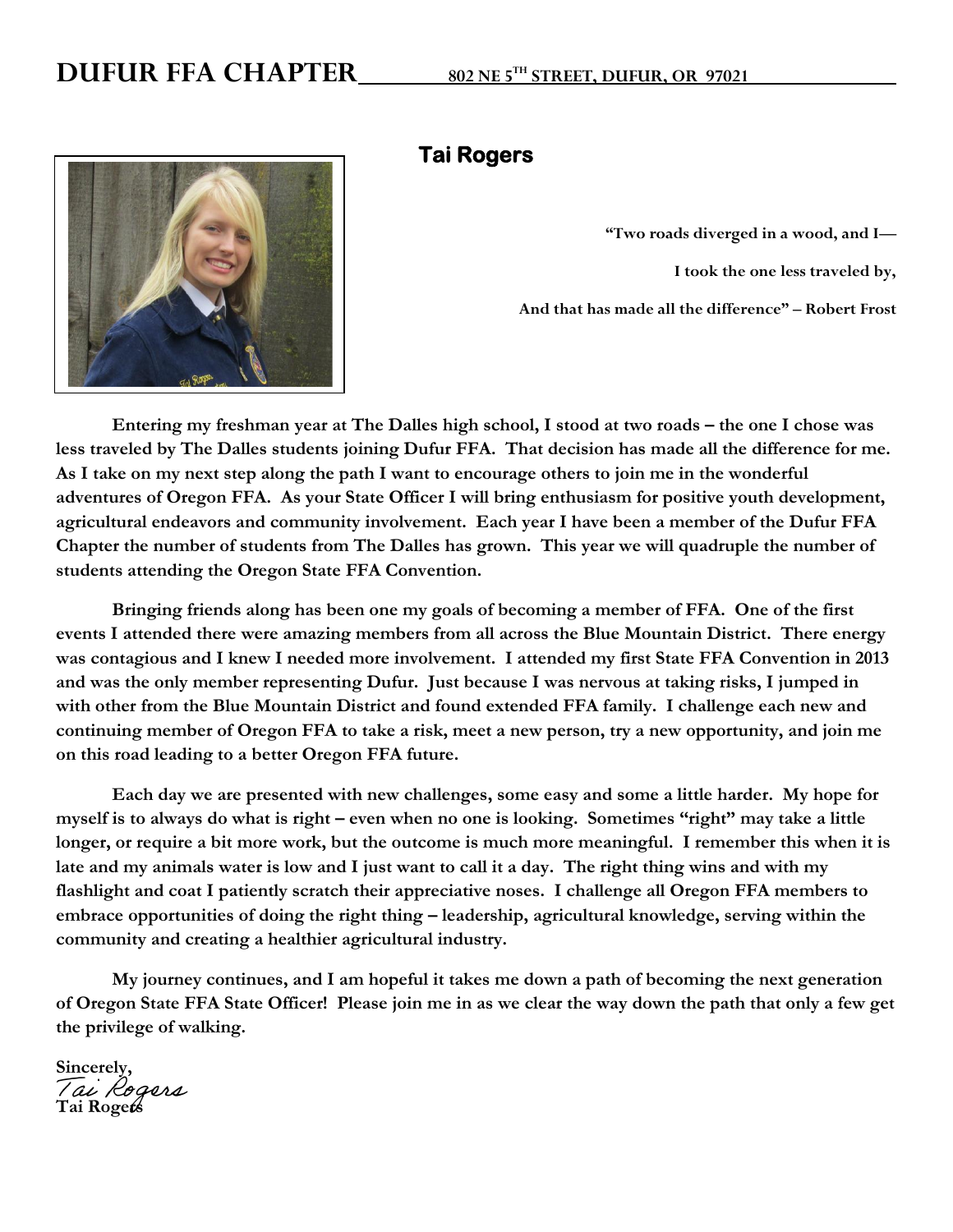# DUFUR FFA CHAPTER 802 NE 5TH STREET, DUFUR, OR 97021

## Tai Rogers

**"Two roads diverged in a wood, and I—**

**I took the one less traveled by,**

**And that has made all the difference" – Robert Frost**

**Entering my freshman year at The Dalles high school, I stood at two roads – the one I chose was less traveled by The Dalles students joining Dufur FFA. That decision has made all the difference for me. As I take on my next step along the path I want to encourage others to join me in the wonderful adventures of Oregon FFA. As your State Officer I will bring enthusiasm for positive youth development, agricultural endeavors and community involvement. Each year I have been a member of the Dufur FFA Chapter the number of students from The Dalles has grown. This year we will quadruple the number of students attending the Oregon State FFA Convention.**

**Bringing friends along has been one my goals of becoming a member of FFA. One of the first events I attended there were amazing members from all across the Blue Mountain District. There energy was contagious and I knew I needed more involvement. I attended my first State FFA Convention in 2013 and was the only member representing Dufur. Just because I was nervous at taking risks, I jumped in with other from the Blue Mountain District and found extended FFA family. I challenge each new and continuing member of Oregon FFA to take a risk, meet a new person, try a new opportunity, and join me on this road leading to a better Oregon FFA future.**

**Each day we are presented with new challenges, some easy and some a little harder. My hope for myself is to always do what is right – even when no one is looking. Sometimes "right" may take a little longer, or require a bit more work, but the outcome is much more meaningful. I remember this when it is late and my animals water is low and I just want to call it a day. The right thing wins and with my flashlight and coat I patiently scratch their appreciative noses. I challenge all Oregon FFA members to embrace opportunities of doing the right thing – leadership, agricultural knowledge, serving within the community and creating a healthier agricultural industry.**

**My journey continues, and I am hopeful it takes me down a path of becoming the next generation of Oregon State FFA State Officer! Please join me in as we clear the way down the path that only a few get the privilege of walking.**

**Sincerely,**

*Tai Rogers*

**Tai Rogers**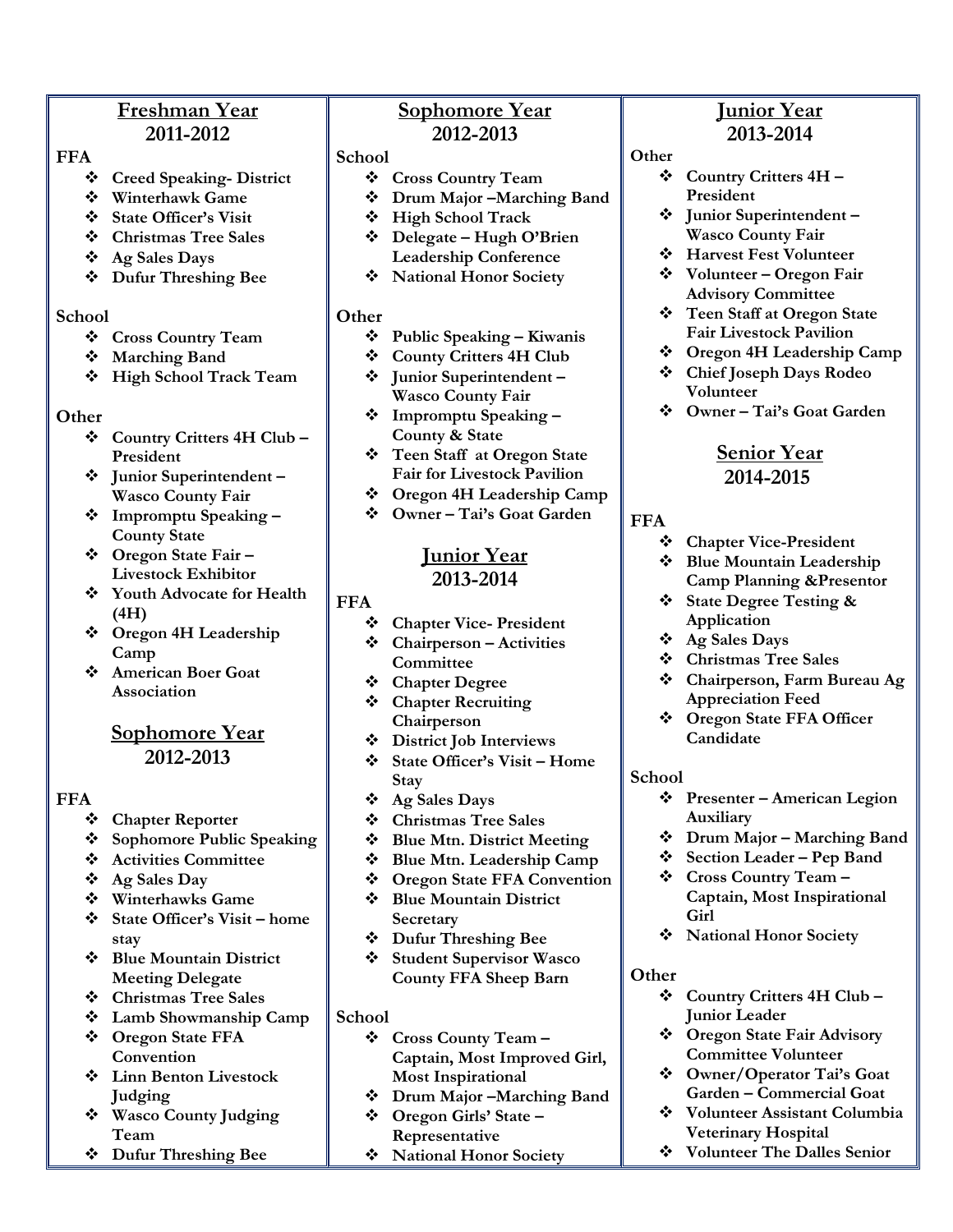## Freshman Year
## 2011-2012

**FFA**

- **Creed Speaking- District**
- **Winterhawk Game**
- **State Officer's Visit**
- **Christmas Tree Sales**
- **Ag Sales Days**
- **Dufur Threshing Bee**

**School**

- **Cross Country Team**
- **Marching Band**
- **High School Track Team**

**Other**

- **Country Critters 4H Club – President**
- **Junior Superintendent – Wasco County Fair**
- **Impromptu Speaking – County State**
- **Oregon State Fair – Livestock Exhibitor**
- **Youth Advocate for Health (4H)**
- **Oregon 4H Leadership Camp**
- **American Boer Goat Association**

## Sophomore Year
## 2012-2013

**FFA**

- **Chapter Reporter**
- **Sophomore Public Speaking**
- **Activities Committee**
- **Ag Sales Day**
- **Winterhawks Game**
- **State Officer's Visit – home stay**
- **Blue Mountain District Meeting Delegate**
- **Christmas Tree Sales**
- **Lamb Showmanship Camp**
- **Oregon State FFA Convention**
- **Linn Benton Livestock Judging**
- **Wasco County Judging Team**
- **Dufur Threshing Bee**

**School**

- **Cross Country Team**
- **Drum Major –Marching Band**
- **High School Track**
- **Delegate – Hugh O'Brien Leadership Conference**
- **National Honor Society**

**Other**

- **Public Speaking – Kiwanis**
- **County Critters 4H Club**
- **Junior Superintendent – Wasco County Fair**
- **Impromptu Speaking – County & State**
- **Teen Staff at Oregon State Fair for Livestock Pavilion**
- **Oregon 4H Leadership Camp**
- **Owner – Tai's Goat Garden**

## Junior Year
## 2013-2014

**FFA**

- **Chapter Vice- President**
- **Chairperson – Activities Committee**
- **Chapter Degree**
- **Chapter Recruiting Chairperson**
- **District Job Interviews**
- **State Officer's Visit – Home Stay**
- **Ag Sales Days**
- **Christmas Tree Sales**
- **Blue Mtn. District Meeting**
- **Blue Mtn. Leadership Camp**
- **Oregon State FFA Convention**
- **Blue Mountain District Secretary**
- **Dufur Threshing Bee**
- **Student Supervisor Wasco County FFA Sheep Barn**

**School**

- **Cross County Team – Captain, Most Improved Girl, Most Inspirational**
- **Drum Major –Marching Band**
- **Oregon Girls' State – Representative**
- **National Honor Society**

## Junior Year
## 2013-2014

**Other**

- **Country Critters 4H – President**
- **Junior Superintendent – Wasco County Fair**
- **Harvest Fest Volunteer**
- **Volunteer – Oregon Fair Advisory Committee**
- **Teen Staff at Oregon State Fair Livestock Pavilion**
- **Oregon 4H Leadership Camp**
- **Chief Joseph Days Rodeo Volunteer**
- **Owner – Tai's Goat Garden**

## Senior Year
## 2014-2015

**FFA**

- **Chapter Vice-President**
- **Blue Mountain Leadership Camp Planning &Presentor**
- **State Degree Testing & Application**
- **Ag Sales Days**
- **Christmas Tree Sales**
- **Chairperson, Farm Bureau Ag Appreciation Feed**
- **Oregon State FFA Officer Candidate**

**School**

- **Presenter – American Legion Auxiliary**
- **Drum Major – Marching Band**
- **Section Leader – Pep Band**
- **Cross Country Team – Captain, Most Inspirational Girl**
- **National Honor Society**

**Other**

- **Country Critters 4H Club – Junior Leader**
- **Oregon State Fair Advisory Committee Volunteer**
- **Owner/Operator Tai's Goat Garden – Commercial Goat**
- **Volunteer Assistant Columbia Veterinary Hospital**
- **Volunteer The Dalles Senior**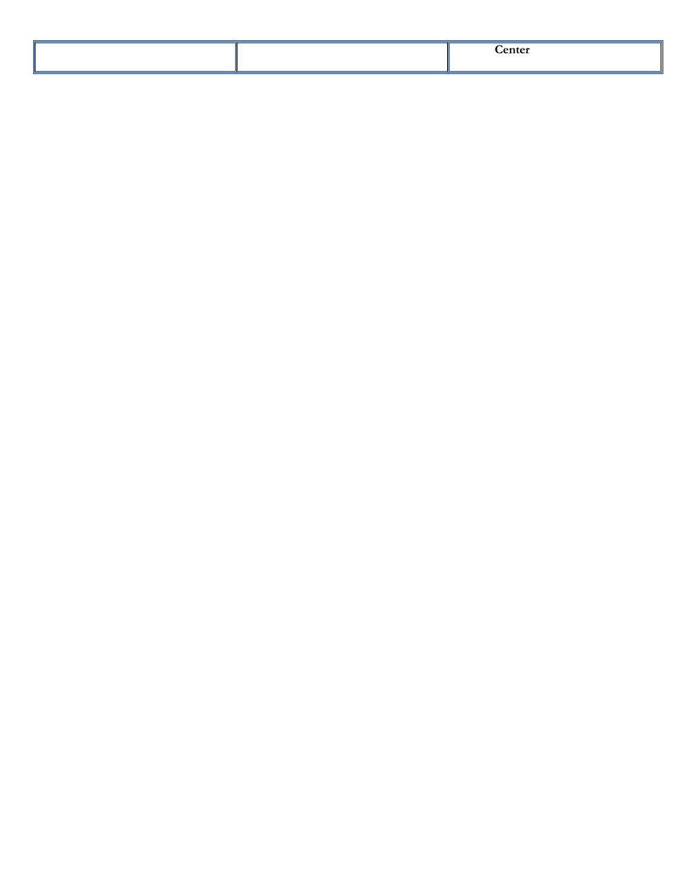| | | |
|---|---|---|
| | | **Center** |